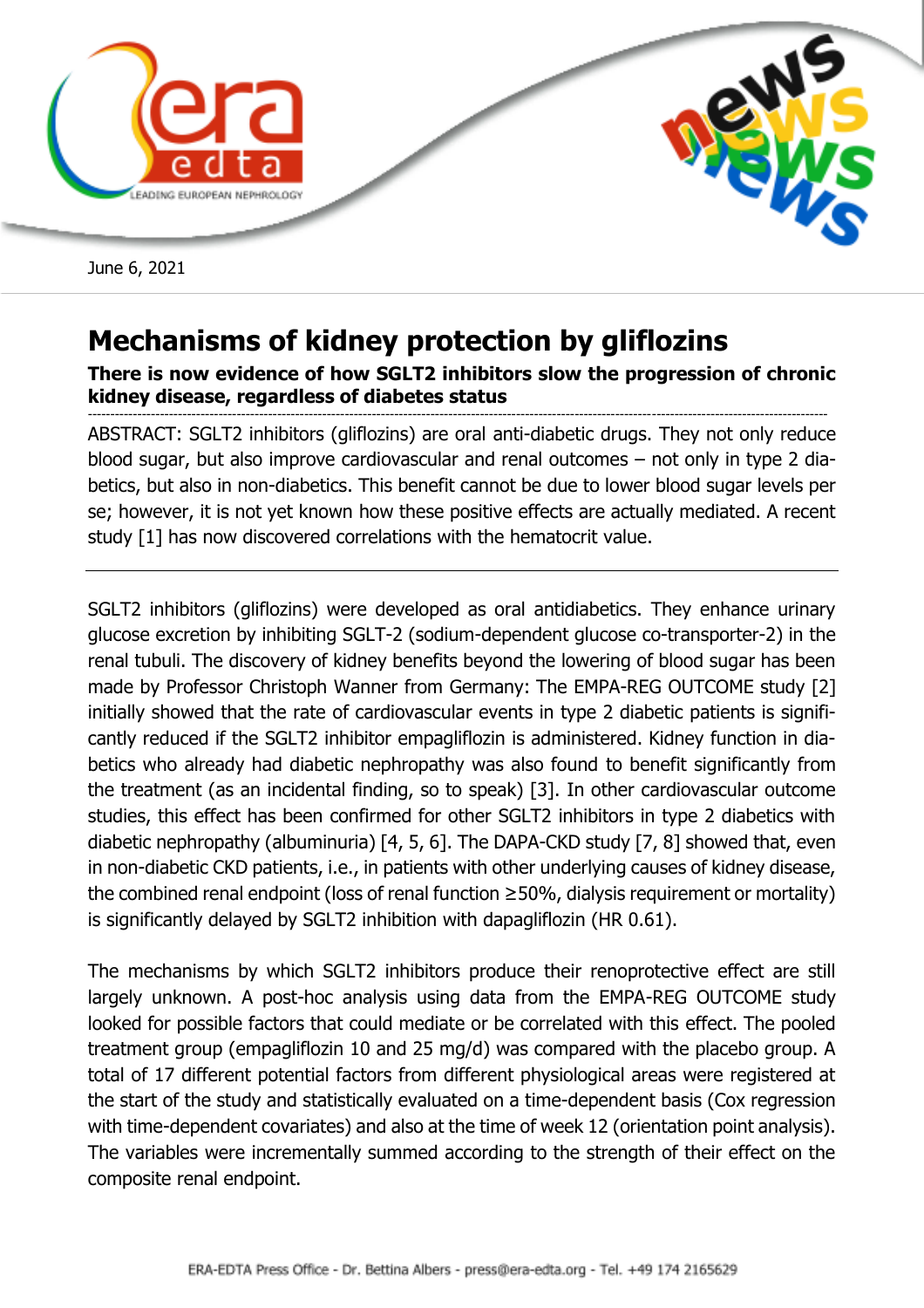June 6, 2021

# Mechanisms of kidney protection by gliflozins

**There is now evidence of how SGLT2 inhibitors slow the progression of chronic kidney disease, regardless of diabetes status**

ABSTRACT: SGLT2 inhibitors (gliflozins) are oral anti-diabetic drugs. They not only reduce blood sugar, but also improve cardiovascular and renal outcomes – not only in type 2 diabetics, but also in non-diabetics. This benefit cannot be due to lower blood sugar levels per se; however, it is not yet known how these positive effects are actually mediated. A recent study [1] has now discovered correlations with the hematocrit value.

---

SGLT2 inhibitors (gliflozins) were developed as oral antidiabetics. They enhance urinary glucose excretion by inhibiting SGLT-2 (sodium-dependent glucose co-transporter-2) in the renal tubuli. The discovery of kidney benefits beyond the lowering of blood sugar has been made by Professor Christoph Wanner from Germany: The EMPA-REG OUTCOME study [2] initially showed that the rate of cardiovascular events in type 2 diabetic patients is significantly reduced if the SGLT2 inhibitor empagliflozin is administered. Kidney function in diabetics who already had diabetic nephropathy was also found to benefit significantly from the treatment (as an incidental finding, so to speak) [3]. In other cardiovascular outcome studies, this effect has been confirmed for other SGLT2 inhibitors in type 2 diabetics with diabetic nephropathy (albuminuria) [4, 5, 6]. The DAPA-CKD study [7, 8] showed that, even in non-diabetic CKD patients, i.e., in patients with other underlying causes of kidney disease, the combined renal endpoint (loss of renal function ≥50%, dialysis requirement or mortality) is significantly delayed by SGLT2 inhibition with dapagliflozin (HR 0.61).

The mechanisms by which SGLT2 inhibitors produce their renoprotective effect are still largely unknown. A post-hoc analysis using data from the EMPA-REG OUTCOME study looked for possible factors that could mediate or be correlated with this effect. The pooled treatment group (empagliflozin 10 and 25 mg/d) was compared with the placebo group. A total of 17 different potential factors from different physiological areas were registered at the start of the study and statistically evaluated on a time-dependent basis (Cox regression with time-dependent covariates) and also at the time of week 12 (orientation point analysis). The variables were incrementally summed according to the strength of their effect on the composite renal endpoint.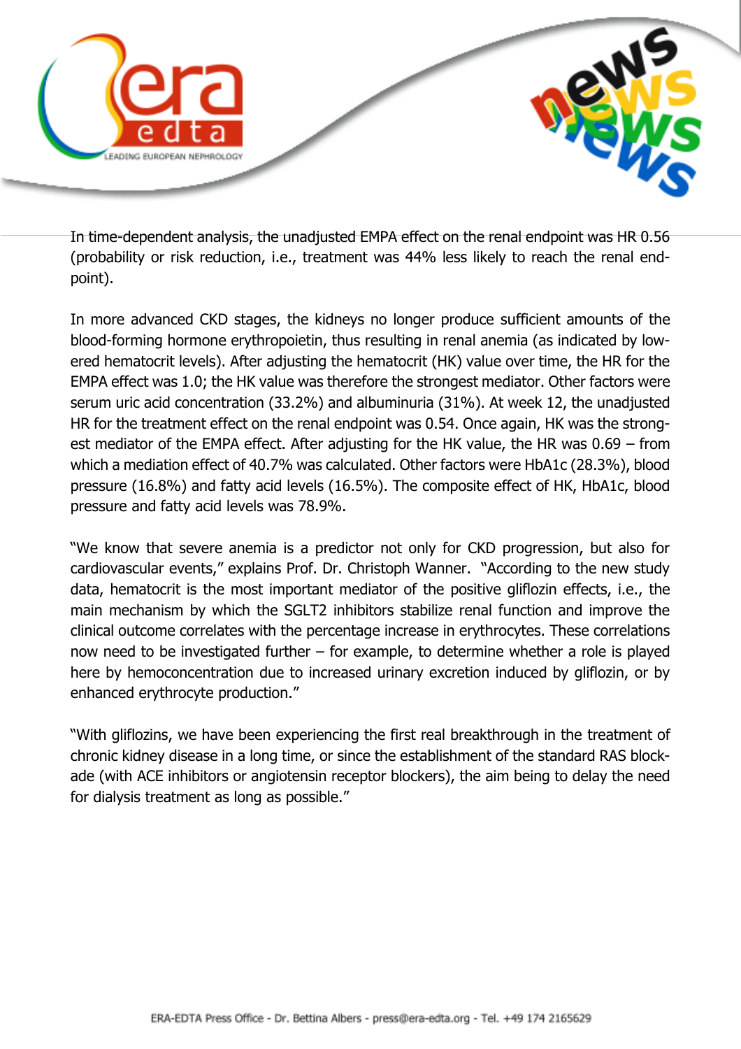In time-dependent analysis, the unadjusted EMPA effect on the renal endpoint was HR 0.56 (probability or risk reduction, i.e., treatment was 44% less likely to reach the renal end-point).

In more advanced CKD stages, the kidneys no longer produce sufficient amounts of the blood-forming hormone erythropoietin, thus resulting in renal anemia (as indicated by lowered hematocrit levels). After adjusting the hematocrit (HK) value over time, the HR for the EMPA effect was 1.0; the HK value was therefore the strongest mediator. Other factors were serum uric acid concentration (33.2%) and albuminuria (31%). At week 12, the unadjusted HR for the treatment effect on the renal endpoint was 0.54. Once again, HK was the strongest mediator of the EMPA effect. After adjusting for the HK value, the HR was 0.69 – from which a mediation effect of 40.7% was calculated. Other factors were HbA1c (28.3%), blood pressure (16.8%) and fatty acid levels (16.5%). The composite effect of HK, HbA1c, blood pressure and fatty acid levels was 78.9%.

"We know that severe anemia is a predictor not only for CKD progression, but also for cardiovascular events," explains Prof. Dr. Christoph Wanner. "According to the new study data, hematocrit is the most important mediator of the positive gliflozin effects, i.e., the main mechanism by which the SGLT2 inhibitors stabilize renal function and improve the clinical outcome correlates with the percentage increase in erythrocytes. These correlations now need to be investigated further – for example, to determine whether a role is played here by hemoconcentration due to increased urinary excretion induced by gliflozin, or by enhanced erythrocyte production."

"With gliflozins, we have been experiencing the first real breakthrough in the treatment of chronic kidney disease in a long time, or since the establishment of the standard RAS blockade (with ACE inhibitors or angiotensin receptor blockers), the aim being to delay the need for dialysis treatment as long as possible."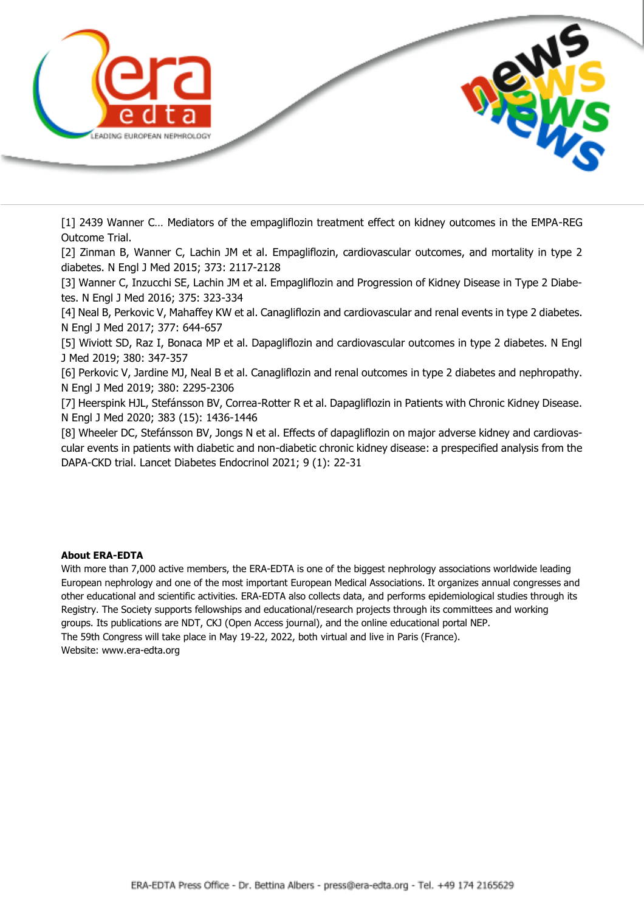[1] 2439 Wanner C… Mediators of the empagliflozin treatment effect on kidney outcomes in the EMPA-REG Outcome Trial.
[2] Zinman B, Wanner C, Lachin JM et al. Empagliflozin, cardiovascular outcomes, and mortality in type 2 diabetes. N Engl J Med 2015; 373: 2117-2128
[3] Wanner C, Inzucchi SE, Lachin JM et al. Empagliflozin and Progression of Kidney Disease in Type 2 Diabetes. N Engl J Med 2016; 375: 323-334
[4] Neal B, Perkovic V, Mahaffey KW et al. Canagliflozin and cardiovascular and renal events in type 2 diabetes. N Engl J Med 2017; 377: 644-657
[5] Wiviott SD, Raz I, Bonaca MP et al. Dapagliflozin and cardiovascular outcomes in type 2 diabetes. N Engl J Med 2019; 380: 347-357
[6] Perkovic V, Jardine MJ, Neal B et al. Canagliflozin and renal outcomes in type 2 diabetes and nephropathy. N Engl J Med 2019; 380: 2295-2306
[7] Heerspink HJL, Stefánsson BV, Correa-Rotter R et al. Dapagliflozin in Patients with Chronic Kidney Disease. N Engl J Med 2020; 383 (15): 1436-1446
[8] Wheeler DC, Stefánsson BV, Jongs N et al. Effects of dapagliflozin on major adverse kidney and cardiovascular events in patients with diabetic and non-diabetic chronic kidney disease: a prespecified analysis from the DAPA-CKD trial. Lancet Diabetes Endocrinol 2021; 9 (1): 22-31

**About ERA-EDTA**
With more than 7,000 active members, the ERA-EDTA is one of the biggest nephrology associations worldwide leading European nephrology and one of the most important European Medical Associations. It organizes annual congresses and other educational and scientific activities. ERA-EDTA also collects data, and performs epidemiological studies through its Registry. The Society supports fellowships and educational/research projects through its committees and working groups. Its publications are NDT, CKJ (Open Access journal), and the online educational portal NEP.
The 59th Congress will take place in May 19-22, 2022, both virtual and live in Paris (France).
Website: www.era-edta.org

ERA-EDTA Press Office - Dr. Bettina Albers - press@era-edta.org - Tel. +49 174 2165629